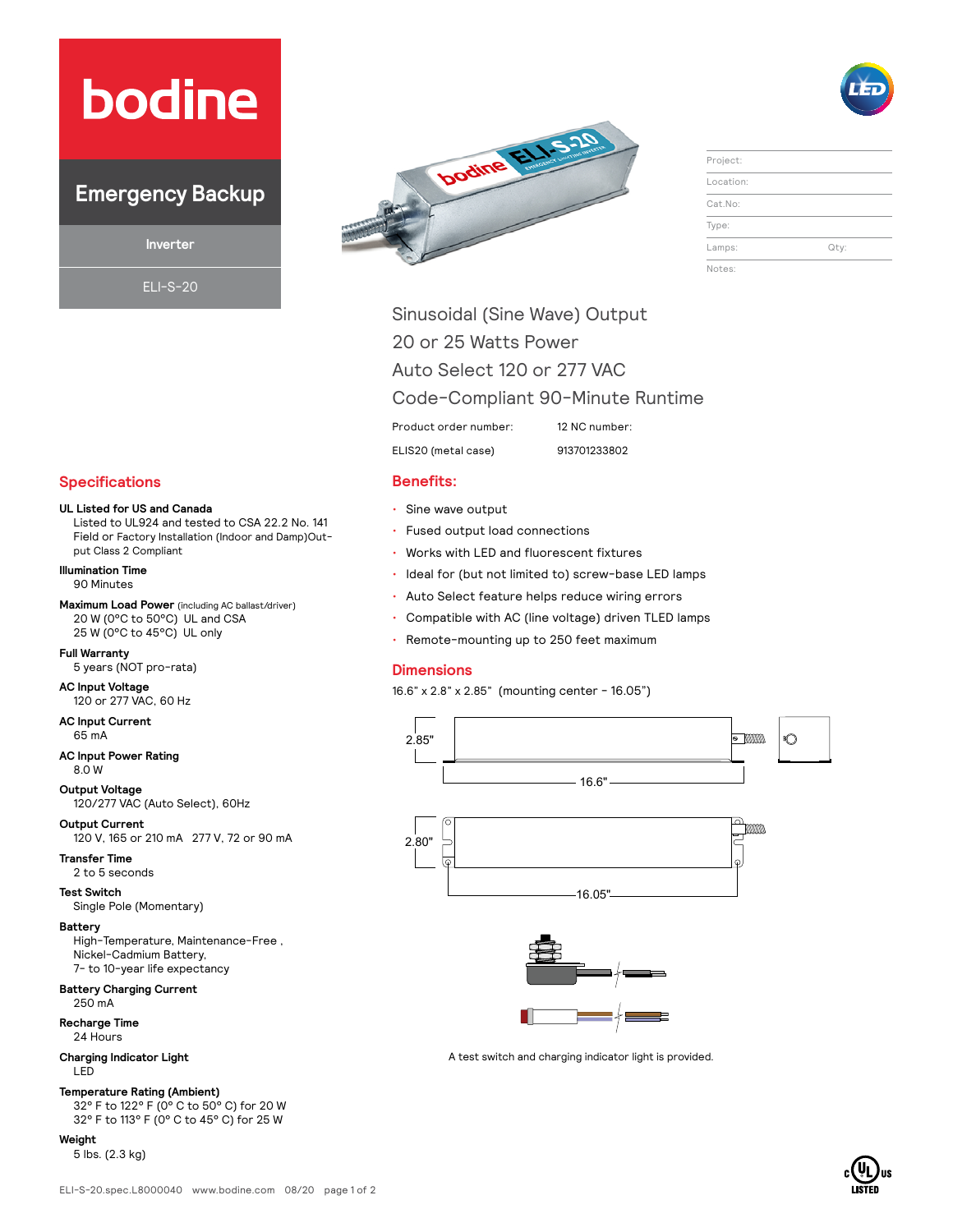# bodine

## Emergency Backup

Inverter

ELI-S-20

| | |
|---|---|
| Project: | |
| Location: | |
| Cat.No: | |
| Type: | |
| Lamps: | Qty: |
| Notes: | |

Sinusoidal (Sine Wave) Output
20 or 25 Watts Power
Auto Select 120 or 277 VAC
Code-Compliant 90-Minute Runtime

| Product order number: | 12 NC number: |
|---|---|
| ELIS20 (metal case) | 913701233802 |

## Specifications

**UL Listed for US and Canada**
Listed to UL924 and tested to CSA 22.2 No. 141
Field or Factory Installation (Indoor and Damp)Output Class 2 Compliant

**Illumination Time**
90 Minutes

**Maximum Load Power** (including AC ballast/driver)
20 W (0°C to 50°C) UL and CSA
25 W (0°C to 45°C) UL only

**Full Warranty**
5 years (NOT pro-rata)

**AC Input Voltage**
120 or 277 VAC, 60 Hz

**AC Input Current**
65 mA

**AC Input Power Rating**
8.0 W

**Output Voltage**
120/277 VAC (Auto Select), 60Hz

**Output Current**
120 V, 165 or 210 mA 277 V, 72 or 90 mA

**Transfer Time**
2 to 5 seconds

**Test Switch**
Single Pole (Momentary)

**Battery**
High-Temperature, Maintenance-Free ,
Nickel-Cadmium Battery,
7- to 10-year life expectancy

**Battery Charging Current**
250 mA

**Recharge Time**
24 Hours

**Charging Indicator Light**
LED

**Temperature Rating (Ambient)**
32° F to 122° F (0° C to 50° C) for 20 W
32° F to 113° F (0° C to 45° C) for 25 W

**Weight**
5 lbs. (2.3 kg)

## Benefits:

- Sine wave output
- Fused output load connections
- Works with LED and fluorescent fixtures
- Ideal for (but not limited to) screw-base LED lamps
- Auto Select feature helps reduce wiring errors
- Compatible with AC (line voltage) driven TLED lamps
- Remote-mounting up to 250 feet maximum

## Dimensions

16.6" x 2.8" x 2.85" (mounting center - 16.05")

2.85" | 16.6" | 2.80" | 16.05"

A test switch and charging indicator light is provided.

ELI-S-20.spec.L8000040 www.bodine.com 08/20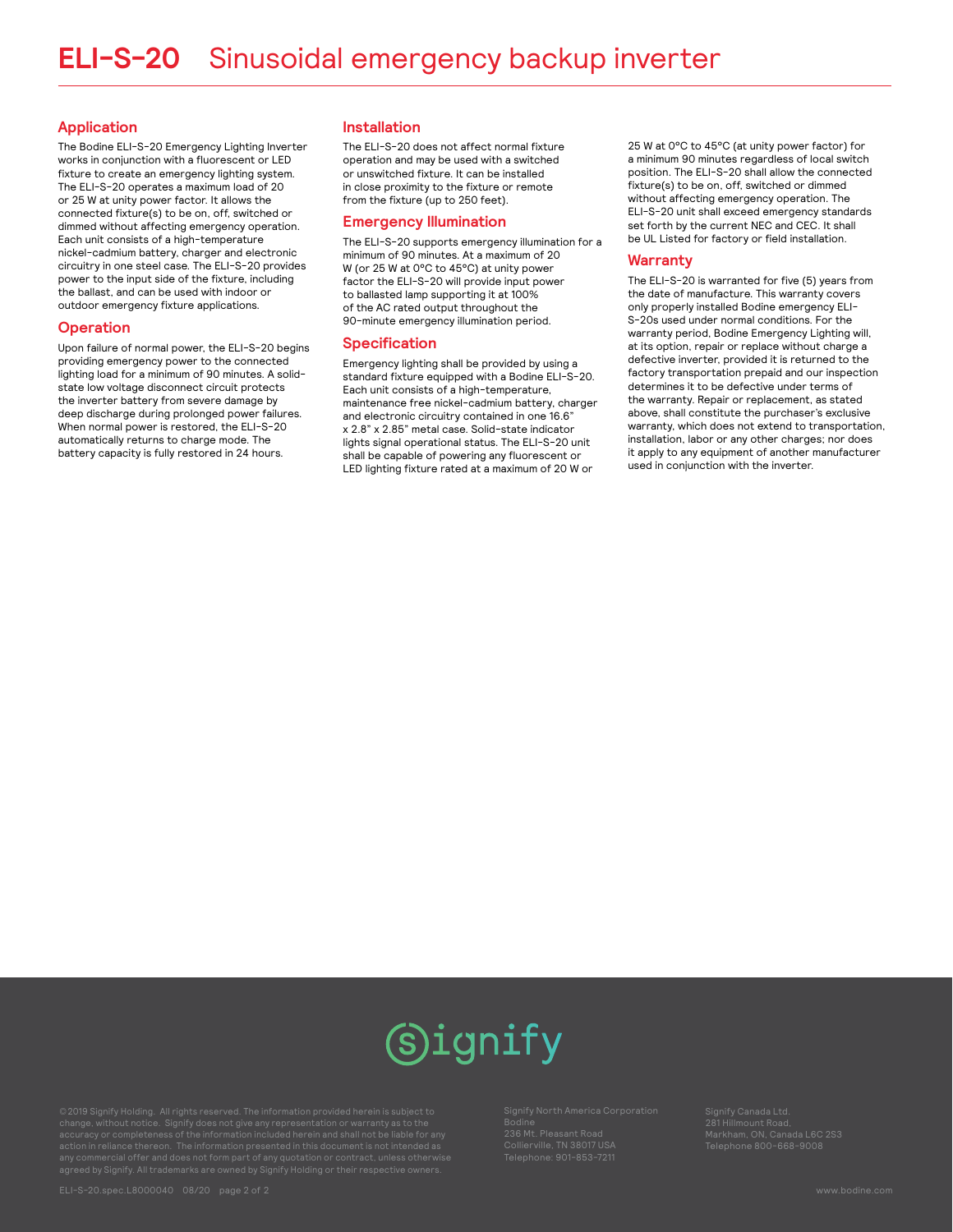# ELI-S-20 Sinusoidal emergency backup inverter

## Application

The Bodine ELI-S-20 Emergency Lighting Inverter works in conjunction with a fluorescent or LED fixture to create an emergency lighting system. The ELI-S-20 operates a maximum load of 20 or 25 W at unity power factor. It allows the connected fixture(s) to be on, off, switched or dimmed without affecting emergency operation. Each unit consists of a high-temperature nickel-cadmium battery, charger and electronic circuitry in one steel case. The ELI-S-20 provides power to the input side of the fixture, including the ballast, and can be used with indoor or outdoor emergency fixture applications.

## Operation

Upon failure of normal power, the ELI-S-20 begins providing emergency power to the connected lighting load for a minimum of 90 minutes. A solid-state low voltage disconnect circuit protects the inverter battery from severe damage by deep discharge during prolonged power failures. When normal power is restored, the ELI-S-20 automatically returns to charge mode. The battery capacity is fully restored in 24 hours.

## Installation

The ELI-S-20 does not affect normal fixture operation and may be used with a switched or unswitched fixture. It can be installed in close proximity to the fixture or remote from the fixture (up to 250 feet).

## Emergency Illumination

The ELI-S-20 supports emergency illumination for a minimum of 90 minutes. At a maximum of 20 W (or 25 W at 0°C to 45°C) at unity power factor the ELI-S-20 will provide input power to ballasted lamp supporting it at 100% of the AC rated output throughout the 90-minute emergency illumination period.

## Specification

Emergency lighting shall be provided by using a standard fixture equipped with a Bodine ELI-S-20. Each unit consists of a high-temperature, maintenance free nickel-cadmium battery, charger and electronic circuitry contained in one 16.6" x 2.8" x 2.85" metal case. Solid-state indicator lights signal operational status. The ELI-S-20 unit shall be capable of powering any fluorescent or LED lighting fixture rated at a maximum of 20 W or 25 W at 0°C to 45°C (at unity power factor) for a minimum 90 minutes regardless of local switch position. The ELI-S-20 shall allow the connected fixture(s) to be on, off, switched or dimmed without affecting emergency operation. The ELI-S-20 unit shall exceed emergency standards set forth by the current NEC and CEC. It shall be UL Listed for factory or field installation.

## Warranty

The ELI-S-20 is warranted for five (5) years from the date of manufacture. This warranty covers only properly installed Bodine emergency ELI-S-20s used under normal conditions. For the warranty period, Bodine Emergency Lighting will, at its option, repair or replace without charge a defective inverter, provided it is returned to the factory transportation prepaid and our inspection determines it to be defective under terms of the warranty. Repair or replacement, as stated above, shall constitute the purchaser's exclusive warranty, which does not extend to transportation, installation, labor or any other charges; nor does it apply to any equipment of another manufacturer used in conjunction with the inverter.

signify

© 2019 Signify Holding. All rights reserved. The information provided herein is subject to change, without notice. Signify does not give any representation or warranty as to the accuracy or completeness of the information included herein and shall not be liable for any action in reliance thereon. The information presented in this document is not intended as any commercial offer and does not form part of any quotation or contract, unless otherwise agreed by Signify. All trademarks are owned by Signify Holding or their respective owners.

Signify North America Corporation
Bodine
236 Mt. Pleasant Road
Collierville, TN 38017 USA
Telephone: 901-853-7211

Signify Canada Ltd.
281 Hillmount Road,
Markham, ON, Canada L6C 2S3
Telephone 800-668-9008

ELI-S-20.spec.L8000040 08/20

www.bodine.com